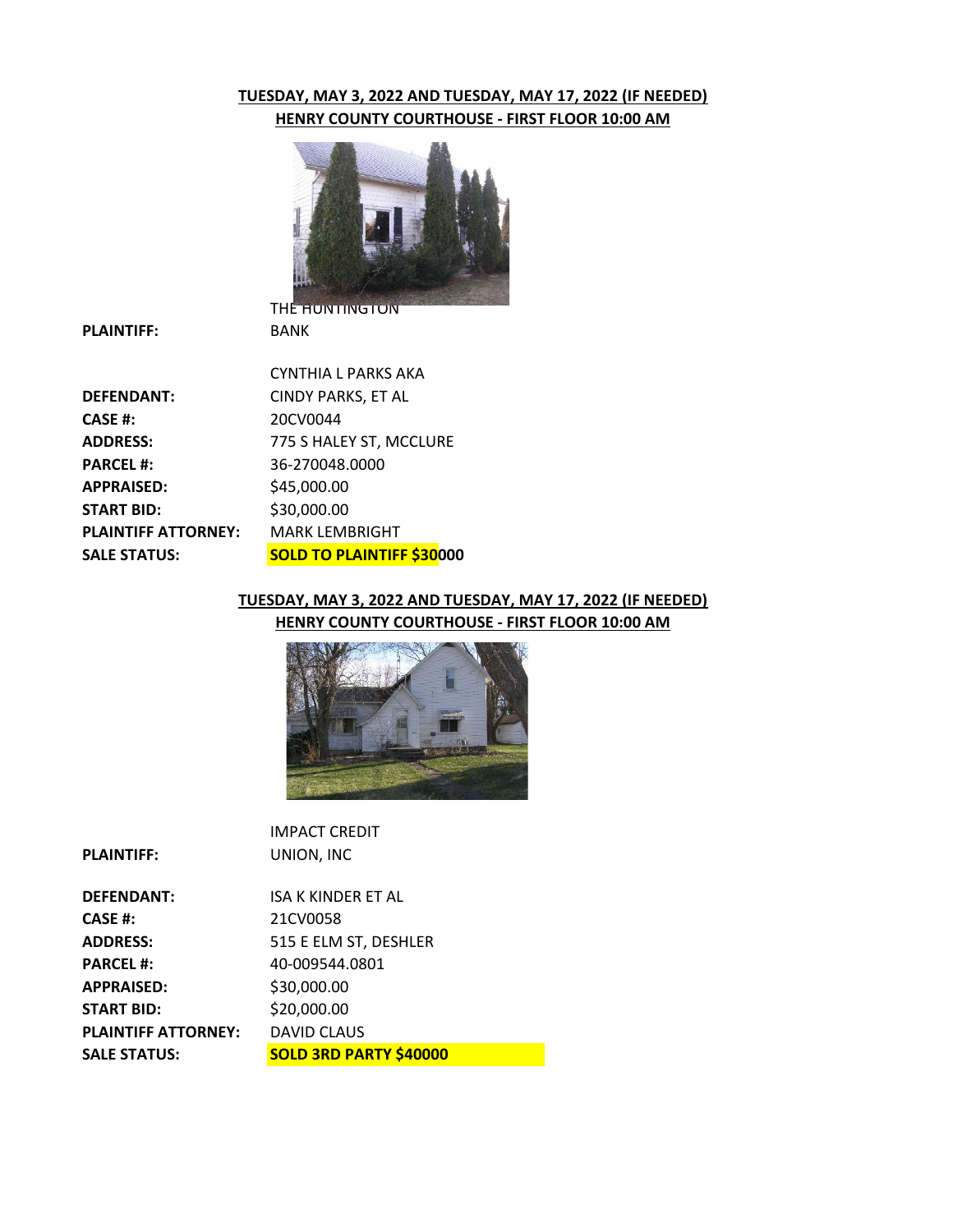**TUESDAY, MAY 3, 2022 AND TUESDAY, MAY 17, 2022 (IF NEEDED)**
**HENRY COUNTY COURTHOUSE - FIRST FLOOR 10:00 AM**

| | |
|---|---|
| **PLAINTIFF:** | THE HUNTINGTON BANK |
| **DEFENDANT:** | CYNTHIA L PARKS AKA CINDY PARKS, ET AL |
| **CASE #:** | 20CV0044 |
| **ADDRESS:** | 775 S HALEY ST, MCCLURE |
| **PARCEL #:** | 36-270048.0000 |
| **APPRAISED:** | $45,000.00 |
| **START BID:** | $30,000.00 |
| **PLAINTIFF ATTORNEY:** | MARK LEMBRIGHT |
| **SALE STATUS:** | **SOLD TO PLAINTIFF $30000** |

**TUESDAY, MAY 3, 2022 AND TUESDAY, MAY 17, 2022 (IF NEEDED)**
**HENRY COUNTY COURTHOUSE - FIRST FLOOR 10:00 AM**

| | |
|---|---|
| **PLAINTIFF:** | IMPACT CREDIT UNION, INC |
| **DEFENDANT:** | ISA K KINDER ET AL |
| **CASE #:** | 21CV0058 |
| **ADDRESS:** | 515 E ELM ST, DESHLER |
| **PARCEL #:** | 40-009544.0801 |
| **APPRAISED:** | $30,000.00 |
| **START BID:** | $20,000.00 |
| **PLAINTIFF ATTORNEY:** | DAVID CLAUS |
| **SALE STATUS:** | **SOLD 3RD PARTY $40000** |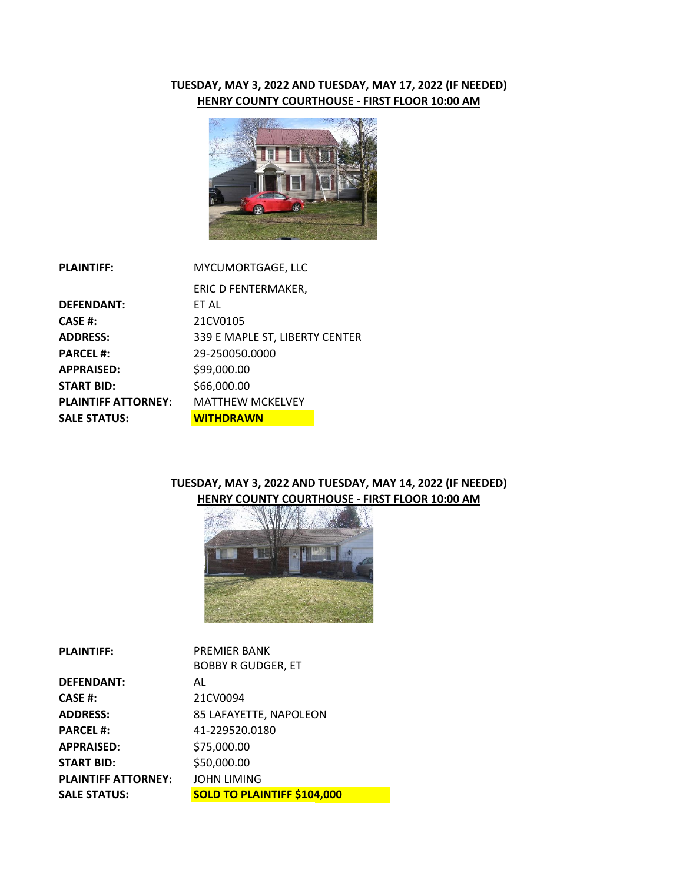**TUESDAY, MAY 3, 2022 AND TUESDAY, MAY 17, 2022 (IF NEEDED)**
**HENRY COUNTY COURTHOUSE - FIRST FLOOR 10:00 AM**

| | |
|---|---|
| **PLAINTIFF:** | MYCUMORTGAGE, LLC |
| **DEFENDANT:** | ERIC D FENTERMAKER, ET AL |
| **CASE #:** | 21CV0105 |
| **ADDRESS:** | 339 E MAPLE ST, LIBERTY CENTER |
| **PARCEL #:** | 29-250050.0000 |
| **APPRAISED:** | $99,000.00 |
| **START BID:** | $66,000.00 |
| **PLAINTIFF ATTORNEY:** | MATTHEW MCKELVEY |
| **SALE STATUS:** | **WITHDRAWN** |

**TUESDAY, MAY 3, 2022 AND TUESDAY, MAY 14, 2022 (IF NEEDED)**
**HENRY COUNTY COURTHOUSE - FIRST FLOOR 10:00 AM**

| | |
|---|---|
| **PLAINTIFF:** | PREMIER BANK |
| **DEFENDANT:** | BOBBY R GUDGER, ET AL |
| **CASE #:** | 21CV0094 |
| **ADDRESS:** | 85 LAFAYETTE, NAPOLEON |
| **PARCEL #:** | 41-229520.0180 |
| **APPRAISED:** | $75,000.00 |
| **START BID:** | $50,000.00 |
| **PLAINTIFF ATTORNEY:** | JOHN LIMING |
| **SALE STATUS:** | **SOLD TO PLAINTIFF $104,000** |